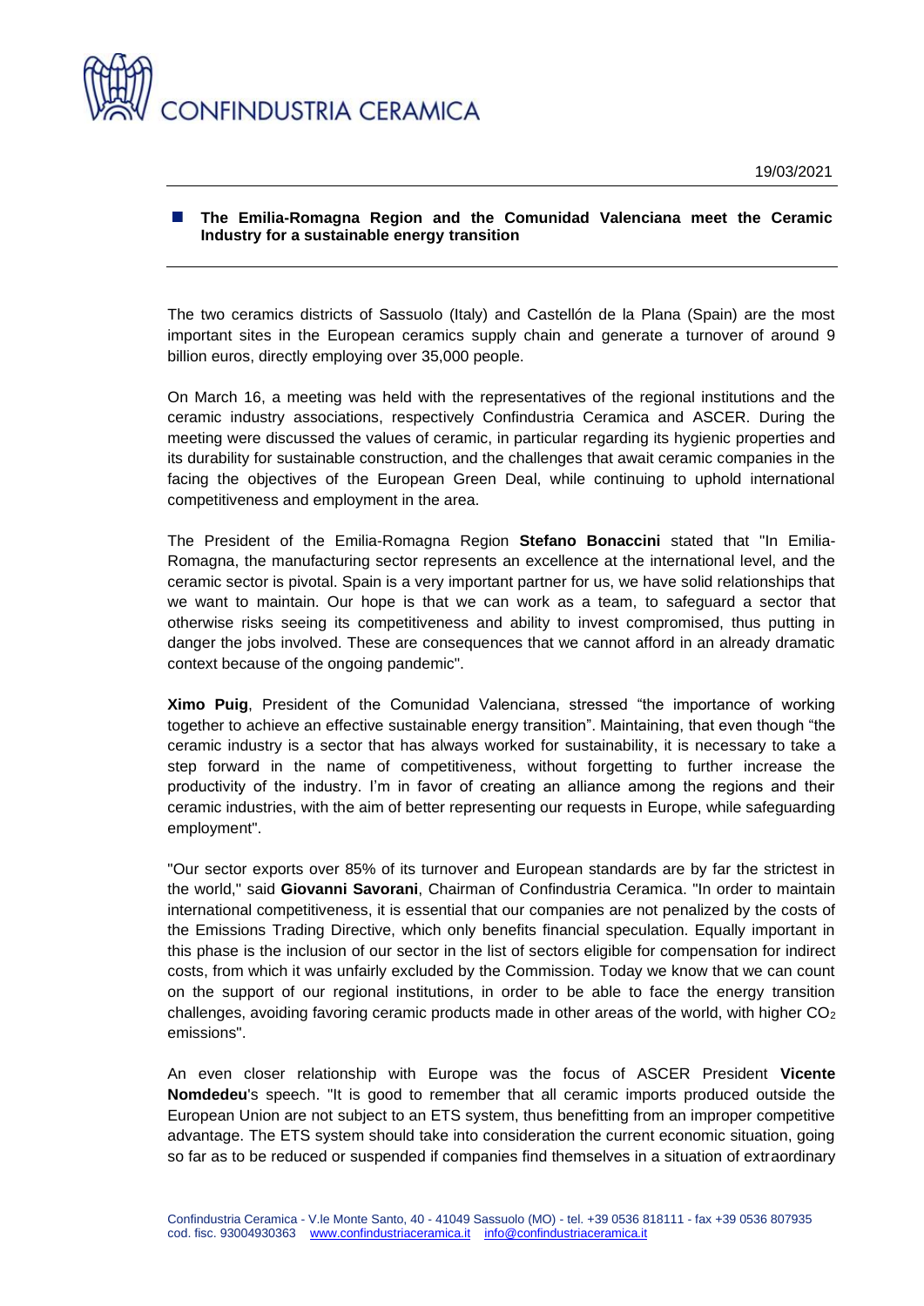# CONFINDUSTRIA CERAMICA

19/03/2021

## The Emilia-Romagna Region and the Comunidad Valenciana meet the Ceramic Industry for a sustainable energy transition

The two ceramics districts of Sassuolo (Italy) and Castellón de la Plana (Spain) are the most important sites in the European ceramics supply chain and generate a turnover of around 9 billion euros, directly employing over 35,000 people.

On March 16, a meeting was held with the representatives of the regional institutions and the ceramic industry associations, respectively Confindustria Ceramica and ASCER. During the meeting were discussed the values of ceramic, in particular regarding its hygienic properties and its durability for sustainable construction, and the challenges that await ceramic companies in the facing the objectives of the European Green Deal, while continuing to uphold international competitiveness and employment in the area.

The President of the Emilia-Romagna Region **Stefano Bonaccini** stated that "In Emilia-Romagna, the manufacturing sector represents an excellence at the international level, and the ceramic sector is pivotal. Spain is a very important partner for us, we have solid relationships that we want to maintain. Our hope is that we can work as a team, to safeguard a sector that otherwise risks seeing its competitiveness and ability to invest compromised, thus putting in danger the jobs involved. These are consequences that we cannot afford in an already dramatic context because of the ongoing pandemic".

**Ximo Puig**, President of the Comunidad Valenciana, stressed "the importance of working together to achieve an effective sustainable energy transition". Maintaining, that even though "the ceramic industry is a sector that has always worked for sustainability, it is necessary to take a step forward in the name of competitiveness, without forgetting to further increase the productivity of the industry. I'm in favor of creating an alliance among the regions and their ceramic industries, with the aim of better representing our requests in Europe, while safeguarding employment".

"Our sector exports over 85% of its turnover and European standards are by far the strictest in the world," said **Giovanni Savorani**, Chairman of Confindustria Ceramica. "In order to maintain international competitiveness, it is essential that our companies are not penalized by the costs of the Emissions Trading Directive, which only benefits financial speculation. Equally important in this phase is the inclusion of our sector in the list of sectors eligible for compensation for indirect costs, from which it was unfairly excluded by the Commission. Today we know that we can count on the support of our regional institutions, in order to be able to face the energy transition challenges, avoiding favoring ceramic products made in other areas of the world, with higher $CO_2$ emissions".

An even closer relationship with Europe was the focus of ASCER President **Vicente Nomdedeu**'s speech. "It is good to remember that all ceramic imports produced outside the European Union are not subject to an ETS system, thus benefitting from an improper competitive advantage. The ETS system should take into consideration the current economic situation, going so far as to be reduced or suspended if companies find themselves in a situation of extraordinary

Confindustria Ceramica - V.le Monte Santo, 40 - 41049 Sassuolo (MO) - tel. +39 0536 818111 - fax +39 0536 807935
cod. fisc. 93004930363 www.confindustriaceramica.it info@confindustriaceramica.it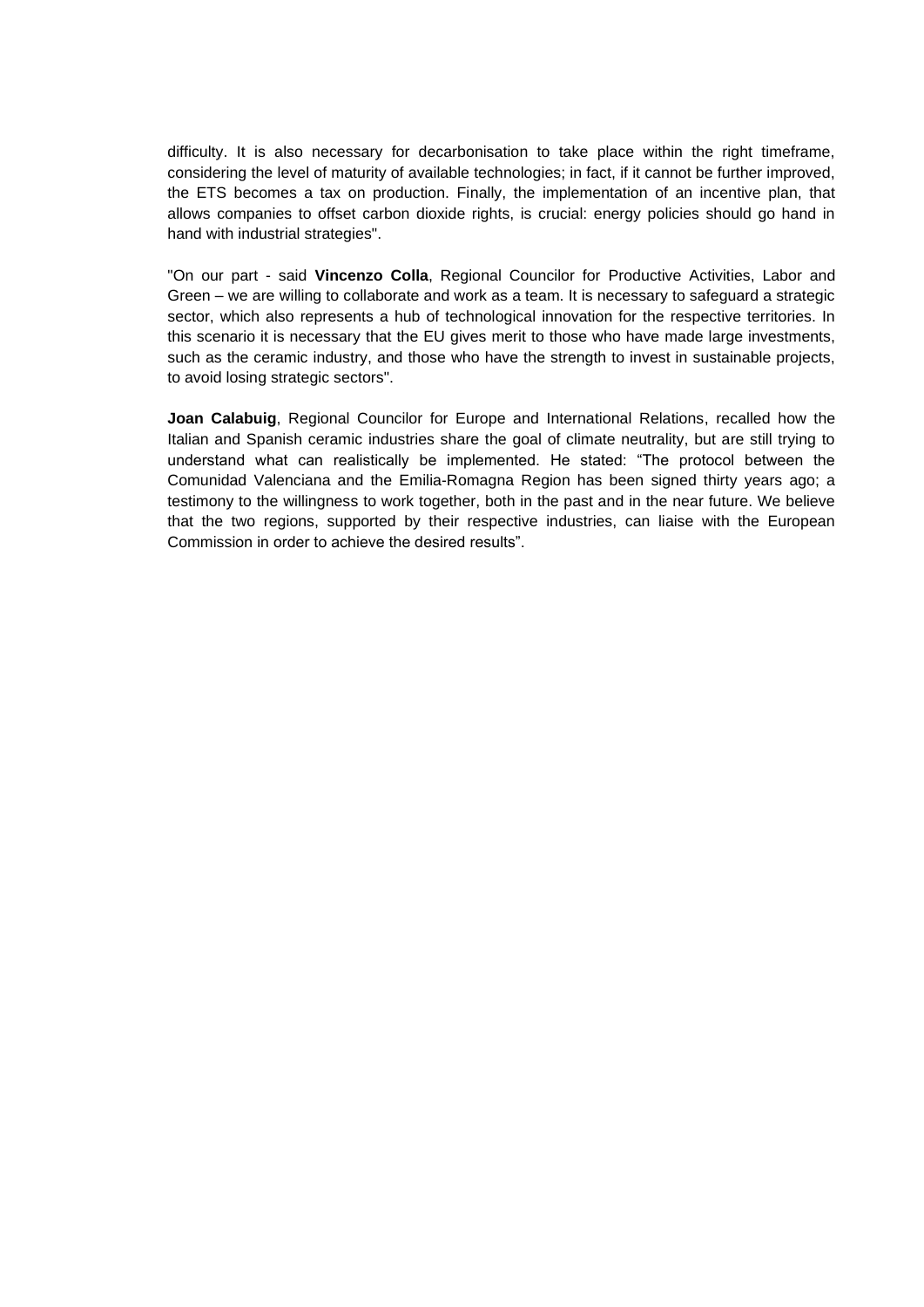difficulty. It is also necessary for decarbonisation to take place within the right timeframe, considering the level of maturity of available technologies; in fact, if it cannot be further improved, the ETS becomes a tax on production. Finally, the implementation of an incentive plan, that allows companies to offset carbon dioxide rights, is crucial: energy policies should go hand in hand with industrial strategies".

"On our part - said **Vincenzo Colla**, Regional Councilor for Productive Activities, Labor and Green – we are willing to collaborate and work as a team. It is necessary to safeguard a strategic sector, which also represents a hub of technological innovation for the respective territories. In this scenario it is necessary that the EU gives merit to those who have made large investments, such as the ceramic industry, and those who have the strength to invest in sustainable projects, to avoid losing strategic sectors".

**Joan Calabuig**, Regional Councilor for Europe and International Relations, recalled how the Italian and Spanish ceramic industries share the goal of climate neutrality, but are still trying to understand what can realistically be implemented. He stated: "The protocol between the Comunidad Valenciana and the Emilia-Romagna Region has been signed thirty years ago; a testimony to the willingness to work together, both in the past and in the near future. We believe that the two regions, supported by their respective industries, can liaise with the European Commission in order to achieve the desired results".